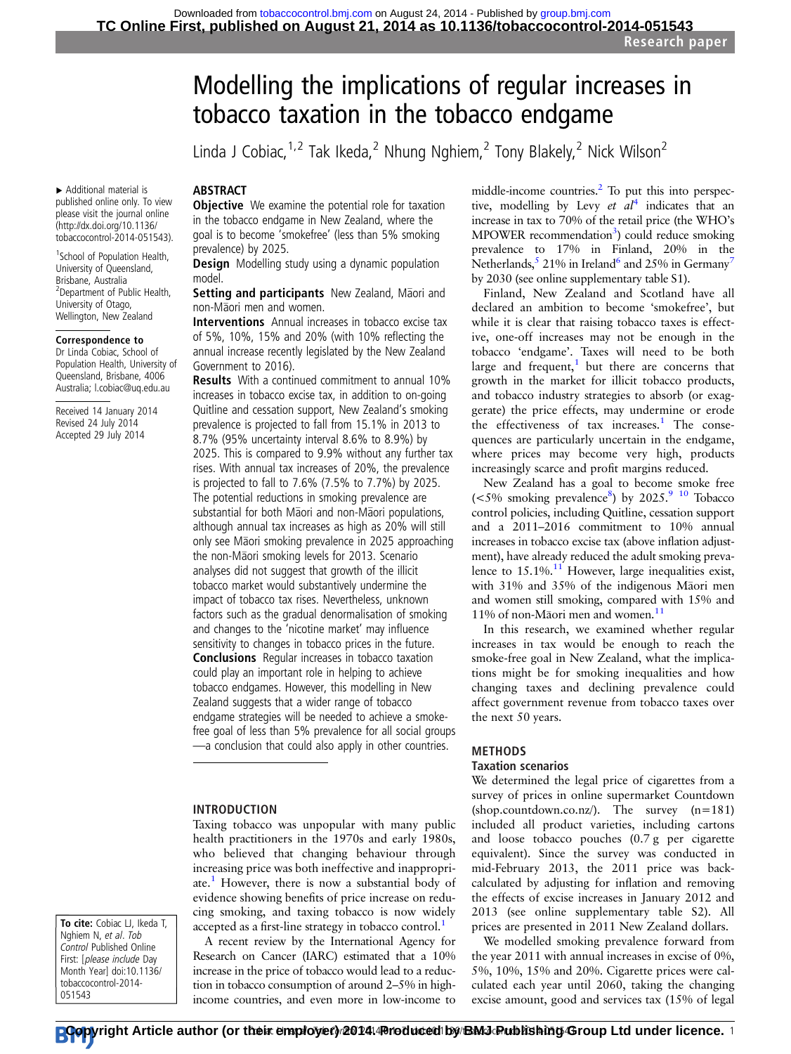# Modelling the implications of regular increases in tobacco taxation in the tobacco endgame

Linda J Cobiac,[1,2] Tak Ikeda,[2] Nhung Nghiem,[2] Tony Blakely,[2] Nick Wilson[2]

▸ Additional material is published online only. To view please visit the journal online (http://dx.doi.org/10.1136/tobaccocontrol-2014-051543).

[1]School of Population Health, University of Queensland, Brisbane, Australia
[2]Department of Public Health, University of Otago, Wellington, New Zealand

**Correspondence to**
Dr Linda Cobiac, School of Population Health, University of Queensland, Brisbane, 4006 Australia; l.cobiac@uq.edu.au

Received 14 January 2014
Revised 24 July 2014
Accepted 29 July 2014

**To cite:** Cobiac LJ, Ikeda T, Nghiem N, *et al*. *Tob Control* Published Online First: [*please include* Day Month Year] doi:10.1136/tobaccocontrol-2014-051543

## ABSTRACT

**Objective** We examine the potential role for taxation in the tobacco endgame in New Zealand, where the goal is to become 'smokefree' (less than 5% smoking prevalence) by 2025.

**Design** Modelling study using a dynamic population model.

**Setting and participants** New Zealand, Māori and non-Māori men and women.

**Interventions** Annual increases in tobacco excise tax of 5%, 10%, 15% and 20% (with 10% reflecting the annual increase recently legislated by the New Zealand Government to 2016).

**Results** With a continued commitment to annual 10% increases in tobacco excise tax, in addition to on-going Quitline and cessation support, New Zealand's smoking prevalence is projected to fall from 15.1% in 2013 to 8.7% (95% uncertainty interval 8.6% to 8.9%) by 2025. This is compared to 9.9% without any further tax rises. With annual tax increases of 20%, the prevalence is projected to fall to 7.6% (7.5% to 7.7%) by 2025. The potential reductions in smoking prevalence are substantial for both Māori and non-Māori populations, although annual tax increases as high as 20% will still only see Māori smoking prevalence in 2025 approaching the non-Māori smoking levels for 2013. Scenario analyses did not suggest that growth of the illicit tobacco market would substantively undermine the impact of tobacco tax rises. Nevertheless, unknown factors such as the gradual denormalisation of smoking and changes to the 'nicotine market' may influence sensitivity to changes in tobacco prices in the future.

**Conclusions** Regular increases in tobacco taxation could play an important role in helping to achieve tobacco endgames. However, this modelling in New Zealand suggests that a wider range of tobacco endgame strategies will be needed to achieve a smoke-free goal of less than 5% prevalence for all social groups—a conclusion that could also apply in other countries.

## INTRODUCTION

Taxing tobacco was unpopular with many public health practitioners in the 1970s and early 1980s, who believed that changing behaviour through increasing price was both ineffective and inappropriate.[1] However, there is now a substantial body of evidence showing benefits of price increase on reducing smoking, and taxing tobacco is now widely accepted as a first-line strategy in tobacco control.[1]

A recent review by the International Agency for Research on Cancer (IARC) estimated that a 10% increase in the price of tobacco would lead to a reduction in tobacco consumption of around 2–5% in high-income countries, and even more in low-income to middle-income countries.[2] To put this into perspective, modelling by Levy *et al*[4] indicates that an increase in tax to 70% of the retail price (the WHO's MPOWER recommendation[3]) could reduce smoking prevalence to 17% in Finland, 20% in the Netherlands,[5] 21% in Ireland[6] and 25% in Germany[7] by 2030 (see online supplementary table S1).

Finland, New Zealand and Scotland have all declared an ambition to become 'smokefree', but while it is clear that raising tobacco taxes is effective, one-off increases may not be enough in the tobacco 'endgame'. Taxes will need to be both large and frequent,[1] but there are concerns that growth in the market for illicit tobacco products, and tobacco industry strategies to absorb (or exaggerate) the price effects, may undermine or erode the effectiveness of tax increases.[1] The consequences are particularly uncertain in the endgame, where prices may become very high, products increasingly scarce and profit margins reduced.

New Zealand has a goal to become smoke free (<5% smoking prevalence[8]) by 2025.[9] [10] Tobacco control policies, including Quitline, cessation support and a 2011–2016 commitment to 10% annual increases in tobacco excise tax (above inflation adjustment), have already reduced the adult smoking prevalence to 15.1%.[11] However, large inequalities exist, with 31% and 35% of the indigenous Māori men and women still smoking, compared with 15% and 11% of non-Māori men and women.[11]

In this research, we examined whether regular increases in tax would be enough to reach the smoke-free goal in New Zealand, what the implications might be for smoking inequalities and how changing taxes and declining prevalence could affect government revenue from tobacco taxes over the next 50 years.

## METHODS

### Taxation scenarios

We determined the legal price of cigarettes from a survey of prices in online supermarket Countdown (shop.countdown.co.nz/). The survey (n=181) included all product varieties, including cartons and loose tobacco pouches (0.7 g per cigarette equivalent). Since the survey was conducted in mid-February 2013, the 2011 price was back-calculated by adjusting for inflation and removing the effects of excise increases in January 2012 and 2013 (see online supplementary table S2). All prices are presented in 2011 New Zealand dollars.

We modelled smoking prevalence forward from the year 2011 with annual increases in excise of 0%, 5%, 10%, 15% and 20%. Cigarette prices were calculated each year until 2060, taking the changing excise amount, good and services tax (15% of legal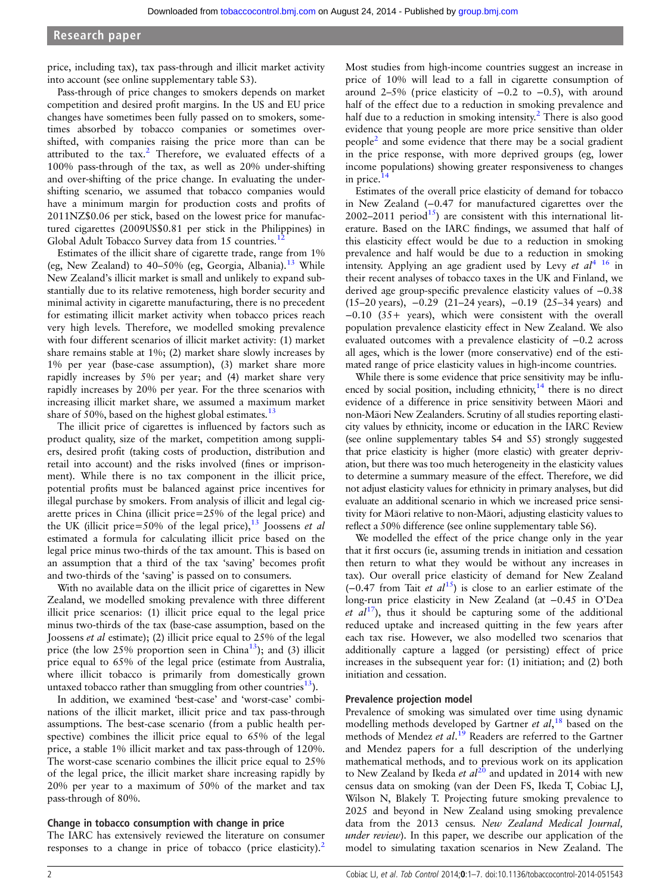price, including tax), tax pass-through and illicit market activity into account (see online supplementary table S3).

Pass-through of price changes to smokers depends on market competition and desired profit margins. In the US and EU price changes have sometimes been fully passed on to smokers, sometimes absorbed by tobacco companies or sometimes over-shifted, with companies raising the price more than can be attributed to the tax.[2] Therefore, we evaluated effects of a 100% pass-through of the tax, as well as 20% under-shifting and over-shifting of the price change. In evaluating the under-shifting scenario, we assumed that tobacco companies would have a minimum margin for production costs and profits of 2011NZ$0.06 per stick, based on the lowest price for manufactured cigarettes (2009US$0.81 per stick in the Philippines) in Global Adult Tobacco Survey data from 15 countries.[12]

Estimates of the illicit share of cigarette trade, range from 1% (eg, New Zealand) to 40–50% (eg, Georgia, Albania).[13] While New Zealand's illicit market is small and unlikely to expand substantially due to its relative remoteness, high border security and minimal activity in cigarette manufacturing, there is no precedent for estimating illicit market activity when tobacco prices reach very high levels. Therefore, we modelled smoking prevalence with four different scenarios of illicit market activity: (1) market share remains stable at 1%; (2) market share slowly increases by 1% per year (base-case assumption), (3) market share more rapidly increases by 5% per year; and (4) market share very rapidly increases by 20% per year. For the three scenarios with increasing illicit market share, we assumed a maximum market share of 50%, based on the highest global estimates.[13]

The illicit price of cigarettes is influenced by factors such as product quality, size of the market, competition among suppliers, desired profit (taking costs of production, distribution and retail into account) and the risks involved (fines or imprisonment). While there is no tax component in the illicit price, potential profits must be balanced against price incentives for illegal purchase by smokers. From analysis of illicit and legal cigarette prices in China (illicit price=25% of the legal price) and the UK (illicit price=50% of the legal price),[13] Joossens *et al* estimated a formula for calculating illicit price based on the legal price minus two-thirds of the tax amount. This is based on an assumption that a third of the tax 'saving' becomes profit and two-thirds of the 'saving' is passed on to consumers.

With no available data on the illicit price of cigarettes in New Zealand, we modelled smoking prevalence with three different illicit price scenarios: (1) illicit price equal to the legal price minus two-thirds of the tax (base-case assumption, based on the Joossens *et al* estimate); (2) illicit price equal to 25% of the legal price (the low 25% proportion seen in China[13]); and (3) illicit price equal to 65% of the legal price (estimate from Australia, where illicit tobacco is primarily from domestically grown untaxed tobacco rather than smuggling from other countries[13]).

In addition, we examined 'best-case' and 'worst-case' combinations of the illicit market, illicit price and tax pass-through assumptions. The best-case scenario (from a public health perspective) combines the illicit price equal to 65% of the legal price, a stable 1% illicit market and tax pass-through of 120%. The worst-case scenario combines the illicit price equal to 25% of the legal price, the illicit market share increasing rapidly by 20% per year to a maximum of 50% of the market and tax pass-through of 80%.

### Change in tobacco consumption with change in price

The IARC has extensively reviewed the literature on consumer responses to a change in price of tobacco (price elasticity).[2] Most studies from high-income countries suggest an increase in price of 10% will lead to a fall in cigarette consumption of around 2–5% (price elasticity of −0.2 to −0.5), with around half of the effect due to a reduction in smoking prevalence and half due to a reduction in smoking intensity.[2] There is also good evidence that young people are more price sensitive than older people[2] and some evidence that there may be a social gradient in the price response, with more deprived groups (eg, lower income populations) showing greater responsiveness to changes in price.[14]

Estimates of the overall price elasticity of demand for tobacco in New Zealand (−0.47 for manufactured cigarettes over the 2002–2011 period[15]) are consistent with this international literature. Based on the IARC findings, we assumed that half of this elasticity effect would be due to a reduction in smoking prevalence and half would be due to a reduction in smoking intensity. Applying an age gradient used by Levy *et al*[4,16] in their recent analyses of tobacco taxes in the UK and Finland, we derived age group-specific prevalence elasticity values of −0.38 (15–20 years), −0.29 (21–24 years), −0.19 (25–34 years) and −0.10 (35+ years), which were consistent with the overall population prevalence elasticity effect in New Zealand. We also evaluated outcomes with a prevalence elasticity of −0.2 across all ages, which is the lower (more conservative) end of the estimated range of price elasticity values in high-income countries.

While there is some evidence that price sensitivity may be influenced by social position, including ethnicity,[14] there is no direct evidence of a difference in price sensitivity between Māori and non-Māori New Zealanders. Scrutiny of all studies reporting elasticity values by ethnicity, income or education in the IARC Review (see online supplementary tables S4 and S5) strongly suggested that price elasticity is higher (more elastic) with greater deprivation, but there was too much heterogeneity in the elasticity values to determine a summary measure of the effect. Therefore, we did not adjust elasticity values for ethnicity in primary analyses, but did evaluate an additional scenario in which we increased price sensitivity for Māori relative to non-Māori, adjusting elasticity values to reflect a 50% difference (see online supplementary table S6).

We modelled the effect of the price change only in the year that it first occurs (ie, assuming trends in initiation and cessation then return to what they would be without any increases in tax). Our overall price elasticity of demand for New Zealand (−0.47 from Tait *et al*[15]) is close to an earlier estimate of the long-run price elasticity in New Zealand (at −0.45 in O'Dea *et al*[17]), thus it should be capturing some of the additional reduced uptake and increased quitting in the few years after each tax rise. However, we also modelled two scenarios that additionally capture a lagged (or persisting) effect of price increases in the subsequent year for: (1) initiation; and (2) both initiation and cessation.

### Prevalence projection model

Prevalence of smoking was simulated over time using dynamic modelling methods developed by Gartner *et al*,[18] based on the methods of Mendez *et al*.[19] Readers are referred to the Gartner and Mendez papers for a full description of the underlying mathematical methods, and to previous work on its application to New Zealand by Ikeda *et al*[20] and updated in 2014 with new census data on smoking (van der Deen FS, Ikeda T, Cobiac LJ, Wilson N, Blakely T. Projecting future smoking prevalence to 2025 and beyond in New Zealand using smoking prevalence data from the 2013 census. *New Zealand Medical Journal, under review*). In this paper, we describe our application of the model to simulating taxation scenarios in New Zealand. The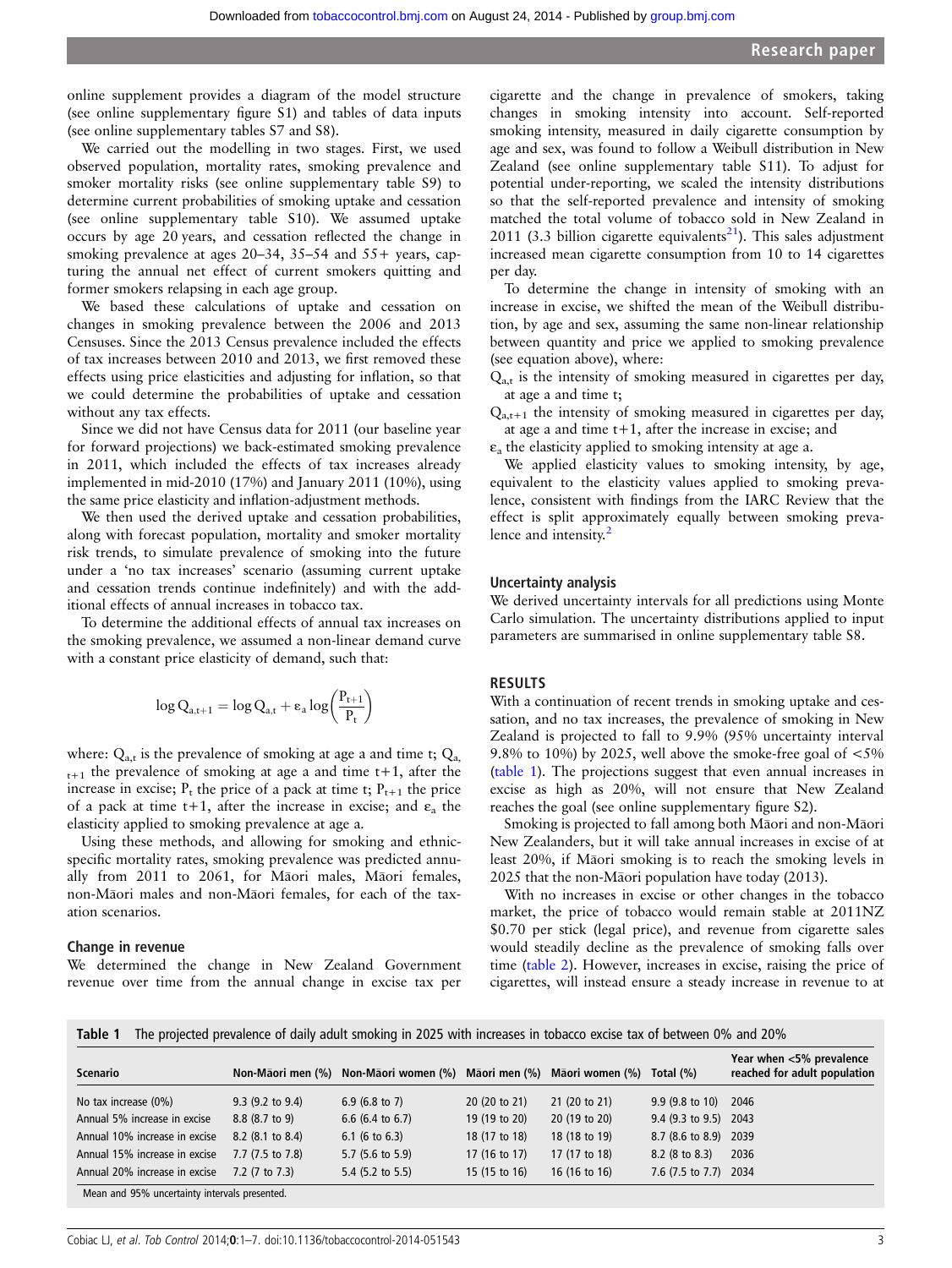online supplement provides a diagram of the model structure (see online supplementary figure S1) and tables of data inputs (see online supplementary tables S7 and S8).

We carried out the modelling in two stages. First, we used observed population, mortality rates, smoking prevalence and smoker mortality risks (see online supplementary table S9) to determine current probabilities of smoking uptake and cessation (see online supplementary table S10). We assumed uptake occurs by age 20 years, and cessation reflected the change in smoking prevalence at ages 20–34, 35–54 and 55+ years, capturing the annual net effect of current smokers quitting and former smokers relapsing in each age group.

We based these calculations of uptake and cessation on changes in smoking prevalence between the 2006 and 2013 Censuses. Since the 2013 Census prevalence included the effects of tax increases between 2010 and 2013, we first removed these effects using price elasticities and adjusting for inflation, so that we could determine the probabilities of uptake and cessation without any tax effects.

Since we did not have Census data for 2011 (our baseline year for forward projections) we back-estimated smoking prevalence in 2011, which included the effects of tax increases already implemented in mid-2010 (17%) and January 2011 (10%), using the same price elasticity and inflation-adjustment methods.

We then used the derived uptake and cessation probabilities, along with forecast population, mortality and smoker mortality risk trends, to simulate prevalence of smoking into the future under a 'no tax increases' scenario (assuming current uptake and cessation trends continue indefinitely) and with the additional effects of annual increases in tobacco tax.

To determine the additional effects of annual tax increases on the smoking prevalence, we assumed a non-linear demand curve with a constant price elasticity of demand, such that:

$$\log Q_{a,t+1} = \log Q_{a,t} + \varepsilon_a \log\left(\frac{P_{t+1}}{P_t}\right)$$

where: $Q_{a,t}$ is the prevalence of smoking at age a and time t; $Q_{a,t+1}$ the prevalence of smoking at age a and time t+1, after the increase in excise; $P_t$ the price of a pack at time t; $P_{t+1}$ the price of a pack at time t+1, after the increase in excise; and $\varepsilon_a$ the elasticity applied to smoking prevalence at age a.

Using these methods, and allowing for smoking and ethnic-specific mortality rates, smoking prevalence was predicted annually from 2011 to 2061, for Māori males, Māori females, non-Māori males and non-Māori females, for each of the taxation scenarios.

### Change in revenue

We determined the change in New Zealand Government revenue over time from the annual change in excise tax per cigarette and the change in prevalence of smokers, taking changes in smoking intensity into account. Self-reported smoking intensity, measured in daily cigarette consumption by age and sex, was found to follow a Weibull distribution in New Zealand (see online supplementary table S11). To adjust for potential under-reporting, we scaled the intensity distributions so that the self-reported prevalence and intensity of smoking matched the total volume of tobacco sold in New Zealand in 2011 (3.3 billion cigarette equivalents[21]). This sales adjustment increased mean cigarette consumption from 10 to 14 cigarettes per day.

To determine the change in intensity of smoking with an increase in excise, we shifted the mean of the Weibull distribution, by age and sex, assuming the same non-linear relationship between quantity and price we applied to smoking prevalence (see equation above), where:

$Q_{a,t}$ is the intensity of smoking measured in cigarettes per day, at age a and time t;

$Q_{a,t+1}$ the intensity of smoking measured in cigarettes per day, at age a and time t+1, after the increase in excise; and

$\varepsilon_a$ the elasticity applied to smoking intensity at age a.

We applied elasticity values to smoking intensity, by age, equivalent to the elasticity values applied to smoking prevalence, consistent with findings from the IARC Review that the effect is split approximately equally between smoking prevalence and intensity.[2]

### Uncertainty analysis

We derived uncertainty intervals for all predictions using Monte Carlo simulation. The uncertainty distributions applied to input parameters are summarised in online supplementary table S8.

## RESULTS

With a continuation of recent trends in smoking uptake and cessation, and no tax increases, the prevalence of smoking in New Zealand is projected to fall to 9.9% (95% uncertainty interval 9.8% to 10%) by 2025, well above the smoke-free goal of <5% (table 1). The projections suggest that even annual increases in excise as high as 20%, will not ensure that New Zealand reaches the goal (see online supplementary figure S2).

Smoking is projected to fall among both Māori and non-Māori New Zealanders, but it will take annual increases in excise of at least 20%, if Māori smoking is to reach the smoking levels in 2025 that the non-Māori population have today (2013).

With no increases in excise or other changes in the tobacco market, the price of tobacco would remain stable at 2011NZ $0.70 per stick (legal price), and revenue from cigarette sales would steadily decline as the prevalence of smoking falls over time (table 2). However, increases in excise, raising the price of cigarettes, will instead ensure a steady increase in revenue to at

**Table 1** The projected prevalence of daily adult smoking in 2025 with increases in tobacco excise tax of between 0% and 20%

| Scenario | Non-Māori men (%) | Non-Māori women (%) | Māori men (%) | Māori women (%) | Total (%) | Year when <5% prevalence reached for adult population |
|---|---|---|---|---|---|---|
| No tax increase (0%) | 9.3 (9.2 to 9.4) | 6.9 (6.8 to 7) | 20 (20 to 21) | 21 (20 to 21) | 9.9 (9.8 to 10) | 2046 |
| Annual 5% increase in excise | 8.8 (8.7 to 9) | 6.6 (6.4 to 6.7) | 19 (19 to 20) | 20 (19 to 20) | 9.4 (9.3 to 9.5) | 2043 |
| Annual 10% increase in excise | 8.2 (8.1 to 8.4) | 6.1 (6 to 6.3) | 18 (17 to 18) | 18 (18 to 19) | 8.7 (8.6 to 8.9) | 2039 |
| Annual 15% increase in excise | 7.7 (7.5 to 7.8) | 5.7 (5.6 to 5.9) | 17 (16 to 17) | 17 (17 to 18) | 8.2 (8 to 8.3) | 2036 |
| Annual 20% increase in excise | 7.2 (7 to 7.3) | 5.4 (5.2 to 5.5) | 15 (15 to 16) | 16 (16 to 16) | 7.6 (7.5 to 7.7) | 2034 |

Mean and 95% uncertainty intervals presented.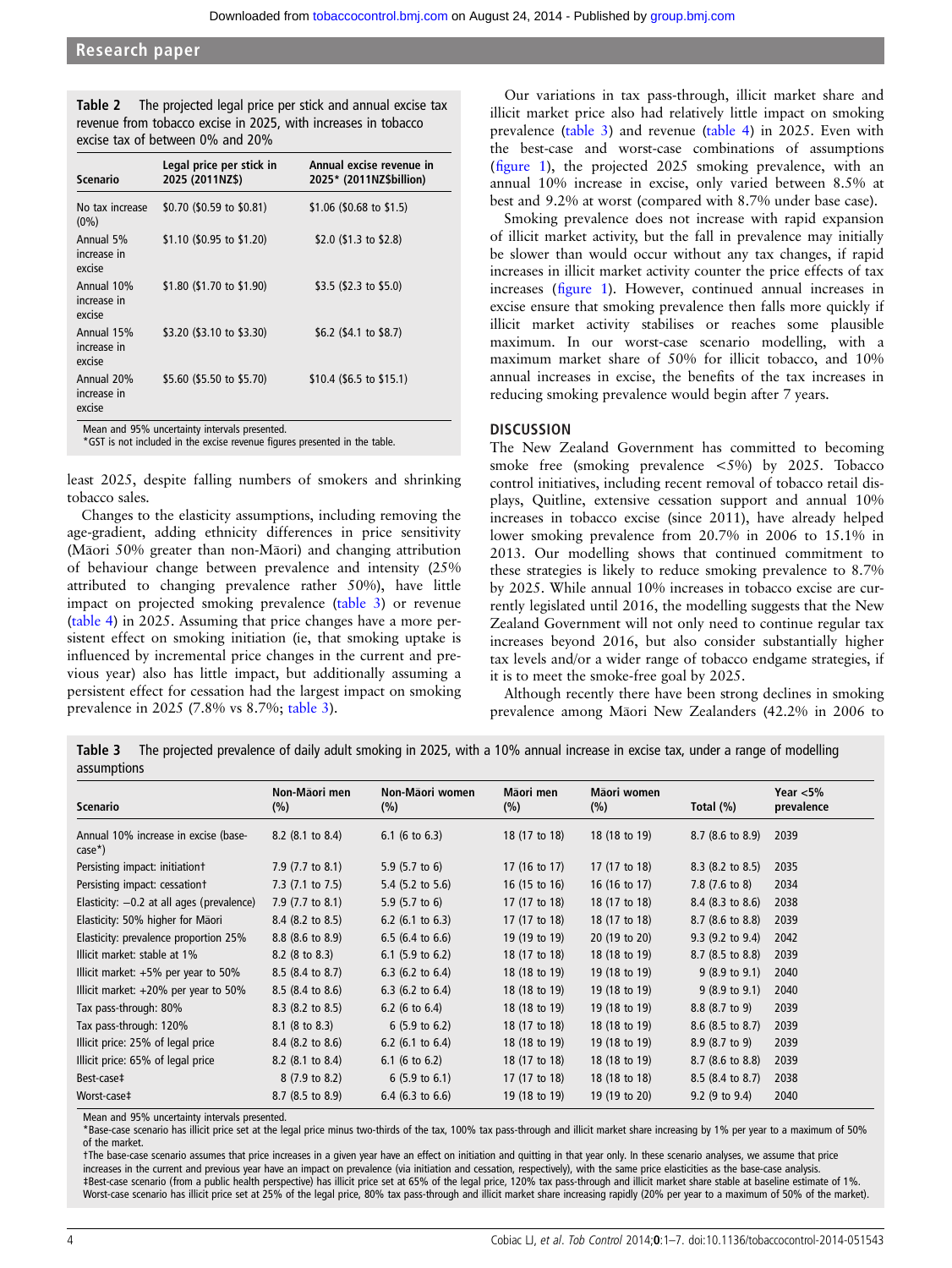**Table 2** The projected legal price per stick and annual excise tax revenue from tobacco excise in 2025, with increases in tobacco excise tax of between 0% and 20%

| Scenario | Legal price per stick in 2025 (2011NZ$) | Annual excise revenue in 2025* (2011NZ$billion) |
|---|---|---|
| No tax increase (0%) | $0.70 ($0.59 to $0.81) | $1.06 ($0.68 to $1.5) |
| Annual 5% increase in excise | $1.10 ($0.95 to $1.20) | $2.0 ($1.3 to $2.8) |
| Annual 10% increase in excise | $1.80 ($1.70 to $1.90) | $3.5 ($2.3 to $5.0) |
| Annual 15% increase in excise | $3.20 ($3.10 to $3.30) | $6.2 ($4.1 to $8.7) |
| Annual 20% increase in excise | $5.60 ($5.50 to $5.70) | $10.4 ($6.5 to $15.1) |

Mean and 95% uncertainty intervals presented.
*GST is not included in the excise revenue figures presented in the table.

least 2025, despite falling numbers of smokers and shrinking tobacco sales.

Changes to the elasticity assumptions, including removing the age-gradient, adding ethnicity differences in price sensitivity (Māori 50% greater than non-Māori) and changing attribution of behaviour change between prevalence and intensity (25% attributed to changing prevalence rather 50%), have little impact on projected smoking prevalence (table 3) or revenue (table 4) in 2025. Assuming that price changes have a more persistent effect on smoking initiation (ie, that smoking uptake is influenced by incremental price changes in the current and previous year) also has little impact, but additionally assuming a persistent effect for cessation had the largest impact on smoking prevalence in 2025 (7.8% vs 8.7%; table 3).

Our variations in tax pass-through, illicit market share and illicit market price also had relatively little impact on smoking prevalence (table 3) and revenue (table 4) in 2025. Even with the best-case and worst-case combinations of assumptions (figure 1), the projected 2025 smoking prevalence, with an annual 10% increase in excise, only varied between 8.5% at best and 9.2% at worst (compared with 8.7% under base case).

Smoking prevalence does not increase with rapid expansion of illicit market activity, but the fall in prevalence may initially be slower than would occur without any tax changes, if rapid increases in illicit market activity counter the price effects of tax increases (figure 1). However, continued annual increases in excise ensure that smoking prevalence then falls more quickly if illicit market activity stabilises or reaches some plausible maximum. In our worst-case scenario modelling, with a maximum market share of 50% for illicit tobacco, and 10% annual increases in excise, the benefits of the tax increases in reducing smoking prevalence would begin after 7 years.

## DISCUSSION

The New Zealand Government has committed to becoming smoke free (smoking prevalence <5%) by 2025. Tobacco control initiatives, including recent removal of tobacco retail displays, Quitline, extensive cessation support and annual 10% increases in tobacco excise (since 2011), have already helped lower smoking prevalence from 20.7% in 2006 to 15.1% in 2013. Our modelling shows that continued commitment to these strategies is likely to reduce smoking prevalence to 8.7% by 2025. While annual 10% increases in tobacco excise are currently legislated until 2016, the modelling suggests that the New Zealand Government will not only need to continue regular tax increases beyond 2016, but also consider substantially higher tax levels and/or a wider range of tobacco endgame strategies, if it is to meet the smoke-free goal by 2025.

Although recently there have been strong declines in smoking prevalence among Māori New Zealanders (42.2% in 2006 to

**Table 3** The projected prevalence of daily adult smoking in 2025, with a 10% annual increase in excise tax, under a range of modelling assumptions

| Scenario | Non-Māori men (%) | Non-Māori women (%) | Māori men (%) | Māori women (%) | Total (%) | Year <5% prevalence |
|---|---|---|---|---|---|---|
| Annual 10% increase in excise (base-case*) | 8.2 (8.1 to 8.4) | 6.1 (6 to 6.3) | 18 (17 to 18) | 18 (18 to 19) | 8.7 (8.6 to 8.9) | 2039 |
| Persisting impact: initiation† | 7.9 (7.7 to 8.1) | 5.9 (5.7 to 6) | 17 (16 to 17) | 17 (17 to 18) | 8.3 (8.2 to 8.5) | 2035 |
| Persisting impact: cessation† | 7.3 (7.1 to 7.5) | 5.4 (5.2 to 5.6) | 16 (15 to 16) | 16 (16 to 17) | 7.8 (7.6 to 8) | 2034 |
| Elasticity: −0.2 at all ages (prevalence) | 7.9 (7.7 to 8.1) | 5.9 (5.7 to 6) | 17 (17 to 18) | 18 (17 to 18) | 8.4 (8.3 to 8.6) | 2038 |
| Elasticity: 50% higher for Māori | 8.4 (8.2 to 8.5) | 6.2 (6.1 to 6.3) | 17 (17 to 18) | 18 (17 to 18) | 8.7 (8.6 to 8.8) | 2039 |
| Elasticity: prevalence proportion 25% | 8.8 (8.6 to 8.9) | 6.5 (6.4 to 6.6) | 19 (19 to 19) | 20 (19 to 20) | 9.3 (9.2 to 9.4) | 2042 |
| Illicit market: stable at 1% | 8.2 (8 to 8.3) | 6.1 (5.9 to 6.2) | 18 (17 to 18) | 18 (18 to 19) | 8.7 (8.5 to 8.8) | 2039 |
| Illicit market: +5% per year to 50% | 8.5 (8.4 to 8.7) | 6.3 (6.2 to 6.4) | 18 (18 to 19) | 19 (18 to 19) | 9 (8.9 to 9.1) | 2040 |
| Illicit market: +20% per year to 50% | 8.5 (8.4 to 8.6) | 6.3 (6.2 to 6.4) | 18 (18 to 19) | 19 (18 to 19) | 9 (8.9 to 9.1) | 2040 |
| Tax pass-through: 80% | 8.3 (8.2 to 8.5) | 6.2 (6 to 6.4) | 18 (18 to 19) | 19 (18 to 19) | 8.8 (8.7 to 9) | 2039 |
| Tax pass-through: 120% | 8.1 (8 to 8.3) | 6 (5.9 to 6.2) | 18 (17 to 18) | 18 (18 to 19) | 8.6 (8.5 to 8.7) | 2039 |
| Illicit price: 25% of legal price | 8.4 (8.2 to 8.6) | 6.2 (6.1 to 6.4) | 18 (18 to 19) | 19 (18 to 19) | 8.9 (8.7 to 9) | 2039 |
| Illicit price: 65% of legal price | 8.2 (8.1 to 8.4) | 6.1 (6 to 6.2) | 18 (17 to 18) | 18 (18 to 19) | 8.7 (8.6 to 8.8) | 2039 |
| Best-case‡ | 8 (7.9 to 8.2) | 6 (5.9 to 6.1) | 17 (17 to 18) | 18 (18 to 18) | 8.5 (8.4 to 8.7) | 2038 |
| Worst-case‡ | 8.7 (8.5 to 8.9) | 6.4 (6.3 to 6.6) | 19 (18 to 19) | 19 (19 to 20) | 9.2 (9 to 9.4) | 2040 |

Mean and 95% uncertainty intervals presented.
*Base-case scenario has illicit price set at the legal price minus two-thirds of the tax, 100% tax pass-through and illicit market share increasing by 1% per year to a maximum of 50% of the market.
†The base-case scenario assumes that price increases in a given year have an effect on initiation and quitting in that year only. In these scenario analyses, we assume that price increases in the current and previous year have an impact on prevalence (via initiation and cessation, respectively), with the same price elasticities as the base-case analysis.
‡Best-case scenario (from a public health perspective) has illicit price set at 65% of the legal price, 120% tax pass-through and illicit market share stable at baseline estimate of 1%. Worst-case scenario has illicit price set at 25% of the legal price, 80% tax pass-through and illicit market share increasing rapidly (20% per year to a maximum of 50% of the market).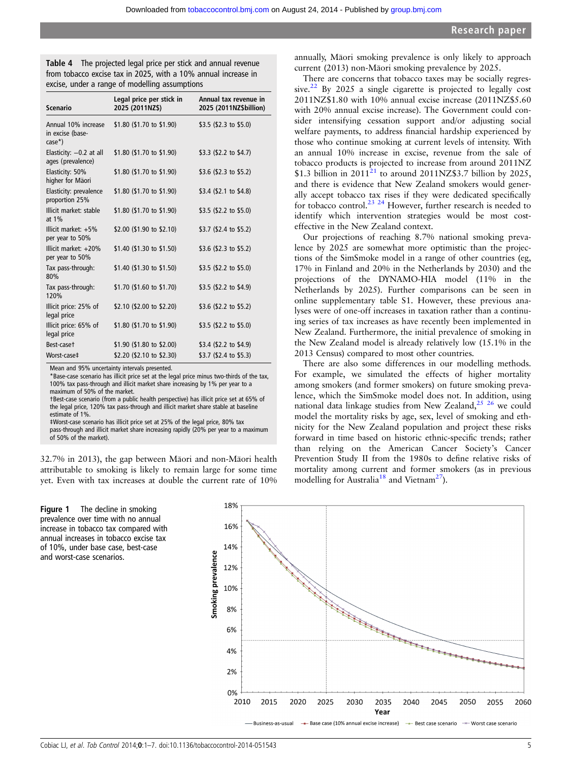**Table 4** The projected legal price per stick and annual revenue from tobacco excise tax in 2025, with a 10% annual increase in excise, under a range of modelling assumptions

| Scenario | Legal price per stick in 2025 (2011NZ$) | Annual tax revenue in 2025 (2011NZ$billion) |
|---|---|---|
| Annual 10% increase in excise (base-case*) | $1.80 ($1.70 to $1.90) | $3.5 ($2.3 to $5.0) |
| Elasticity: −0.2 at all ages (prevalence) | $1.80 ($1.70 to $1.90) | $3.3 ($2.2 to $4.7) |
| Elasticity: 50% higher for Māori | $1.80 ($1.70 to $1.90) | $3.6 ($2.3 to $5.2) |
| Elasticity: prevalence proportion 25% | $1.80 ($1.70 to $1.90) | $3.4 ($2.1 to $4.8) |
| Illicit market: stable at 1% | $1.80 ($1.70 to $1.90) | $3.5 ($2.2 to $5.0) |
| Illicit market: +5% per year to 50% | $2.00 ($1.90 to $2.10) | $3.7 ($2.4 to $5.2) |
| Illicit market: +20% per year to 50% | $1.40 ($1.30 to $1.50) | $3.6 ($2.3 to $5.2) |
| Tax pass-through: 80% | $1.40 ($1.30 to $1.50) | $3.5 ($2.2 to $5.0) |
| Tax pass-through: 120% | $1.70 ($1.60 to $1.70) | $3.5 ($2.2 to $4.9) |
| Illicit price: 25% of legal price | $2.10 ($2.00 to $2.20) | $3.6 ($2.2 to $5.2) |
| Illicit price: 65% of legal price | $1.80 ($1.70 to $1.90) | $3.5 ($2.2 to $5.0) |
| Best-case† | $1.90 ($1.80 to $2.00) | $3.4 ($2.2 to $4.9) |
| Worst-case‡ | $2.20 ($2.10 to $2.30) | $3.7 ($2.4 to $5.3) |

Mean and 95% uncertainty intervals presented.
*Base-case scenario has illicit price set at the legal price minus two-thirds of the tax, 100% tax pass-through and illicit market share increasing by 1% per year to a maximum of 50% of the market.
†Best-case scenario (from a public health perspective) has illicit price set at 65% of the legal price, 120% tax pass-through and illicit market share stable at baseline estimate of 1%.
‡Worst-case scenario has illicit price set at 25% of the legal price, 80% tax pass-through and illicit market share increasing rapidly (20% per year to a maximum of 50% of the market).

32.7% in 2013), the gap between Māori and non-Māori health attributable to smoking is likely to remain large for some time yet. Even with tax increases at double the current rate of 10% annually, Māori smoking prevalence is only likely to approach current (2013) non-Māori smoking prevalence by 2025.

There are concerns that tobacco taxes may be socially regressive.[22] By 2025 a single cigarette is projected to legally cost 2011NZ$1.80 with 10% annual excise increase (2011NZ$5.60 with 20% annual excise increase). The Government could consider intensifying cessation support and/or adjusting social welfare payments, to address financial hardship experienced by those who continue smoking at current levels of intensity. With an annual 10% increase in excise, revenue from the sale of tobacco products is projected to increase from around 2011NZ $1.3 billion in 2011[21] to around 2011NZ$3.7 billion by 2025, and there is evidence that New Zealand smokers would generally accept tobacco tax rises if they were dedicated specifically for tobacco control.[23 24] However, further research is needed to identify which intervention strategies would be most cost-effective in the New Zealand context.

Our projections of reaching 8.7% national smoking prevalence by 2025 are somewhat more optimistic than the projections of the SimSmoke model in a range of other countries (eg, 17% in Finland and 20% in the Netherlands by 2030) and the projections of the DYNAMO-HIA model (11% in the Netherlands by 2025). Further comparisons can be seen in online supplementary table S1. However, these previous analyses were of one-off increases in taxation rather than a continuing series of tax increases as have recently been implemented in New Zealand. Furthermore, the initial prevalence of smoking in the New Zealand model is already relatively low (15.1% in the 2013 Census) compared to most other countries.

There are also some differences in our modelling methods. For example, we simulated the effects of higher mortality among smokers (and former smokers) on future smoking prevalence, which the SimSmoke model does not. In addition, using national data linkage studies from New Zealand,[25 26] we could model the mortality risks by age, sex, level of smoking and ethnicity for the New Zealand population and project these risks forward in time based on historic ethnic-specific trends; rather than relying on the American Cancer Society's Cancer Prevention Study II from the 1980s to define relative risks of mortality among current and former smokers (as in previous modelling for Australia[18] and Vietnam[27]).

**Figure 1** The decline in smoking prevalence over time with no annual increase in tobacco tax compared with annual increases in tobacco excise tax of 10%, under base case, best-case and worst-case scenarios.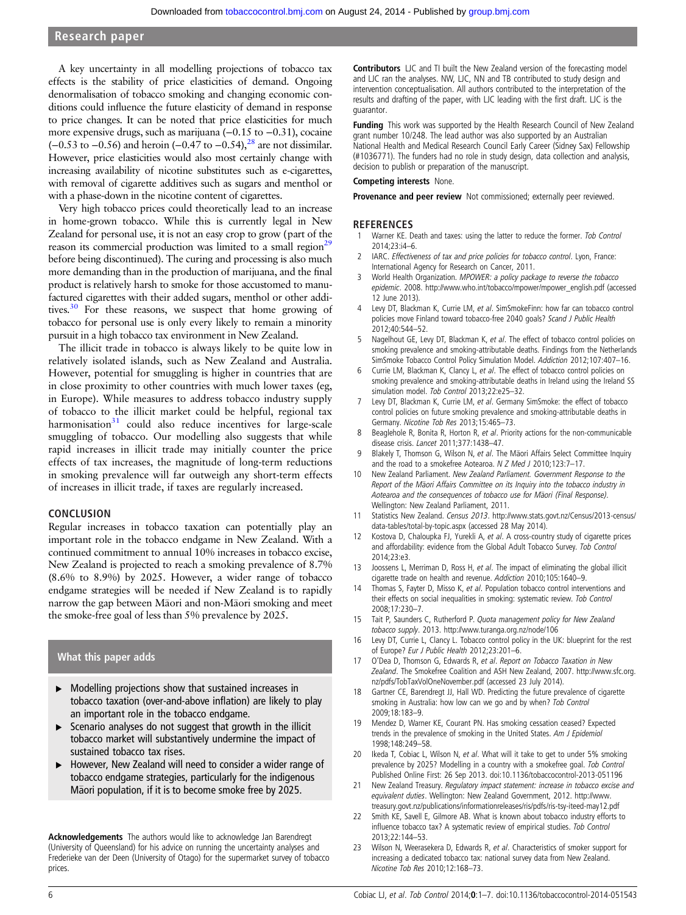A key uncertainty in all modelling projections of tobacco tax effects is the stability of price elasticities of demand. Ongoing denormalisation of tobacco smoking and changing economic conditions could influence the future elasticity of demand in response to price changes. It can be noted that price elasticities for much more expensive drugs, such as marijuana (−0.15 to −0.31), cocaine (−0.53 to −0.56) and heroin (−0.47 to −0.54),[28] are not dissimilar. However, price elasticities would also most certainly change with increasing availability of nicotine substitutes such as e-cigarettes, with removal of cigarette additives such as sugars and menthol or with a phase-down in the nicotine content of cigarettes.

Very high tobacco prices could theoretically lead to an increase in home-grown tobacco. While this is currently legal in New Zealand for personal use, it is not an easy crop to grow (part of the reason its commercial production was limited to a small region[29] before being discontinued). The curing and processing is also much more demanding than in the production of marijuana, and the final product is relatively harsh to smoke for those accustomed to manufactured cigarettes with their added sugars, menthol or other additives.[30] For these reasons, we suspect that home growing of tobacco for personal use is only every likely to remain a minority pursuit in a high tobacco tax environment in New Zealand.

The illicit trade in tobacco is always likely to be quite low in relatively isolated islands, such as New Zealand and Australia. However, potential for smuggling is higher in countries that are in close proximity to other countries with much lower taxes (eg, in Europe). While measures to address tobacco industry supply of tobacco to the illicit market could be helpful, regional tax harmonisation[31] could also reduce incentives for large-scale smuggling of tobacco. Our modelling also suggests that while rapid increases in illicit trade may initially counter the price effects of tax increases, the magnitude of long-term reductions in smoking prevalence will far outweigh any short-term effects of increases in illicit trade, if taxes are regularly increased.

## CONCLUSION

Regular increases in tobacco taxation can potentially play an important role in the tobacco endgame in New Zealand. With a continued commitment to annual 10% increases in tobacco excise, New Zealand is projected to reach a smoking prevalence of 8.7% (8.6% to 8.9%) by 2025. However, a wider range of tobacco endgame strategies will be needed if New Zealand is to rapidly narrow the gap between Māori and non-Māori smoking and meet the smoke-free goal of less than 5% prevalence by 2025.

### What this paper adds

- Modelling projections show that sustained increases in tobacco taxation (over-and-above inflation) are likely to play an important role in the tobacco endgame.
- Scenario analyses do not suggest that growth in the illicit tobacco market will substantively undermine the impact of sustained tobacco tax rises.
- However, New Zealand will need to consider a wider range of tobacco endgame strategies, particularly for the indigenous Māori population, if it is to become smoke free by 2025.

**Acknowledgements** The authors would like to acknowledge Jan Barendregt (University of Queensland) for his advice on running the uncertainty analyses and Frederieke van der Deen (University of Otago) for the supermarket survey of tobacco prices.

**Contributors** LJC and TI built the New Zealand version of the forecasting model and LJC ran the analyses. NW, LJC, NN and TB contributed to study design and intervention conceptualisation. All authors contributed to the interpretation of the results and drafting of the paper, with LJC leading with the first draft. LJC is the guarantor.

**Funding** This work was supported by the Health Research Council of New Zealand grant number 10/248. The lead author was also supported by an Australian National Health and Medical Research Council Early Career (Sidney Sax) Fellowship (#1036771). The funders had no role in study design, data collection and analysis, decision to publish or preparation of the manuscript.

**Competing interests** None.

**Provenance and peer review** Not commissioned; externally peer reviewed.

## REFERENCES

1. Warner KE. Death and taxes: using the latter to reduce the former. *Tob Control* 2014;23:i4–6.
2. IARC. *Effectiveness of tax and price policies for tobacco control*. Lyon, France: International Agency for Research on Cancer, 2011.
3. World Health Organization. *MPOWER: a policy package to reverse the tobacco epidemic*. 2008. http://www.who.int/tobacco/mpower/mpower_english.pdf (accessed 12 June 2013).
4. Levy DT, Blackman K, Currie LM, *et al*. SimSmokeFinn: how far can tobacco control policies move Finland toward tobacco-free 2040 goals? *Scand J Public Health* 2012;40:544–52.
5. Nagelhout GE, Levy DT, Blackman K, *et al*. The effect of tobacco control policies on smoking prevalence and smoking-attributable deaths. Findings from the Netherlands SimSmoke Tobacco Control Policy Simulation Model. *Addiction* 2012;107:407–16.
6. Currie LM, Blackman K, Clancy L, *et al*. The effect of tobacco control policies on smoking prevalence and smoking-attributable deaths in Ireland using the Ireland SS simulation model. *Tob Control* 2013;22:e25–32.
7. Levy DT, Blackman K, Currie LM, *et al*. Germany SimSmoke: the effect of tobacco control policies on future smoking prevalence and smoking-attributable deaths in Germany. *Nicotine Tob Res* 2013;15:465–73.
8. Beaglehole R, Bonita R, Horton R, *et al*. Priority actions for the non-communicable disease crisis. *Lancet* 2011;377:1438–47.
9. Blakely T, Thomson G, Wilson N, *et al*. The Māori Affairs Select Committee Inquiry and the road to a smokefree Aotearoa. *N Z Med J* 2010;123:7–17.
10. New Zealand Parliament. *New Zealand Parliament. Government Response to the Report of the Māori Affairs Committee on its Inquiry into the tobacco industry in Aotearoa and the consequences of tobacco use for Māori (Final Response)*. Wellington: New Zealand Parliament, 2011.
11. Statistics New Zealand. *Census 2013*. http://www.stats.govt.nz/Census/2013-census/data-tables/total-by-topic.aspx (accessed 28 May 2014).
12. Kostova D, Chaloupka FJ, Yurekli A, *et al*. A cross-country study of cigarette prices and affordability: evidence from the Global Adult Tobacco Survey. *Tob Control* 2014;23:e3.
13. Joossens L, Merriman D, Ross H, *et al*. The impact of eliminating the global illicit cigarette trade on health and revenue. *Addiction* 2010;105:1640–9.
14. Thomas S, Fayter D, Misso K, *et al*. Population tobacco control interventions and their effects on social inequalities in smoking: systematic review. *Tob Control* 2008;17:230–7.
15. Tait P, Saunders C, Rutherford P. *Quota management policy for New Zealand tobacco supply*. 2013. http://www.turanga.org.nz/node/106
16. Levy DT, Currie L, Clancy L. Tobacco control policy in the UK: blueprint for the rest of Europe? *Eur J Public Health* 2012;23:201–6.
17. O'Dea D, Thomson G, Edwards R, *et al*. *Report on Tobacco Taxation in New Zealand*. The Smokefree Coalition and ASH New Zealand, 2007. http://www.sfc.org.nz/pdfs/TobTaxVolOneNovember.pdf (accessed 23 July 2014).
18. Gartner CE, Barendregt JJ, Hall WD. Predicting the future prevalence of cigarette smoking in Australia: how low can we go and by when? *Tob Control* 2009;18:183–9.
19. Mendez D, Warner KE, Courant PN. Has smoking cessation ceased? Expected trends in the prevalence of smoking in the United States. *Am J Epidemiol* 1998;148:249–58.
20. Ikeda T, Cobiac L, Wilson N, *et al*. What will it take to get to under 5% smoking prevalence by 2025? Modelling in a country with a smokefree goal. *Tob Control* Published Online First: 26 Sep 2013. doi:10.1136/tobaccocontrol-2013-051196
21. New Zealand Treasury. *Regulatory impact statement: increase in tobacco excise and equivalent duties*. Wellington: New Zealand Government, 2012. http://www.treasury.govt.nz/publications/informationreleases/ris/pdfs/ris-tsy-iteed-may12.pdf
22. Smith KE, Savell E, Gilmore AB. What is known about tobacco industry efforts to influence tobacco tax? A systematic review of empirical studies. *Tob Control* 2013;22:144–53.
23. Wilson N, Weerasekera D, Edwards R, *et al*. Characteristics of smoker support for increasing a dedicated tobacco tax: national survey data from New Zealand. *Nicotine Tob Res* 2010;12:168–73.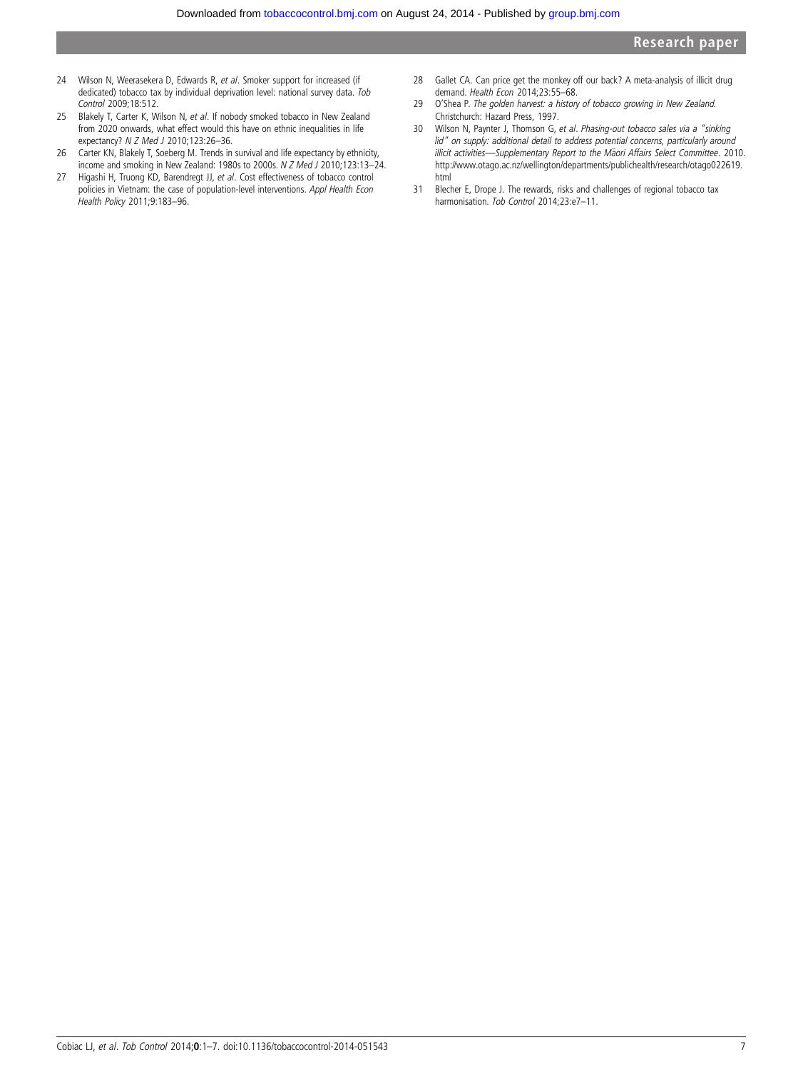24 Wilson N, Weerasekera D, Edwards R, *et al*. Smoker support for increased (if dedicated) tobacco tax by individual deprivation level: national survey data. *Tob Control* 2009;18:512.

25 Blakely T, Carter K, Wilson N, *et al*. If nobody smoked tobacco in New Zealand from 2020 onwards, what effect would this have on ethnic inequalities in life expectancy? *N Z Med J* 2010;123:26–36.

26 Carter KN, Blakely T, Soeberg M. Trends in survival and life expectancy by ethnicity, income and smoking in New Zealand: 1980s to 2000s. *N Z Med J* 2010;123:13–24.

27 Higashi H, Truong KD, Barendregt JJ, *et al*. Cost effectiveness of tobacco control policies in Vietnam: the case of population-level interventions. *Appl Health Econ Health Policy* 2011;9:183–96.

28 Gallet CA. Can price get the monkey off our back? A meta-analysis of illicit drug demand. *Health Econ* 2014;23:55–68.

29 O'Shea P. *The golden harvest: a history of tobacco growing in New Zealand.* Christchurch: Hazard Press, 1997.

30 Wilson N, Paynter J, Thomson G, *et al*. *Phasing-out tobacco sales via a "sinking lid" on supply: additional detail to address potential concerns, particularly around illicit activities—Supplementary Report to the Māori Affairs Select Committee*. 2010. http://www.otago.ac.nz/wellington/departments/publichealth/research/otago022619.html

31 Blecher E, Drope J. The rewards, risks and challenges of regional tobacco tax harmonisation. *Tob Control* 2014;23:e7–11.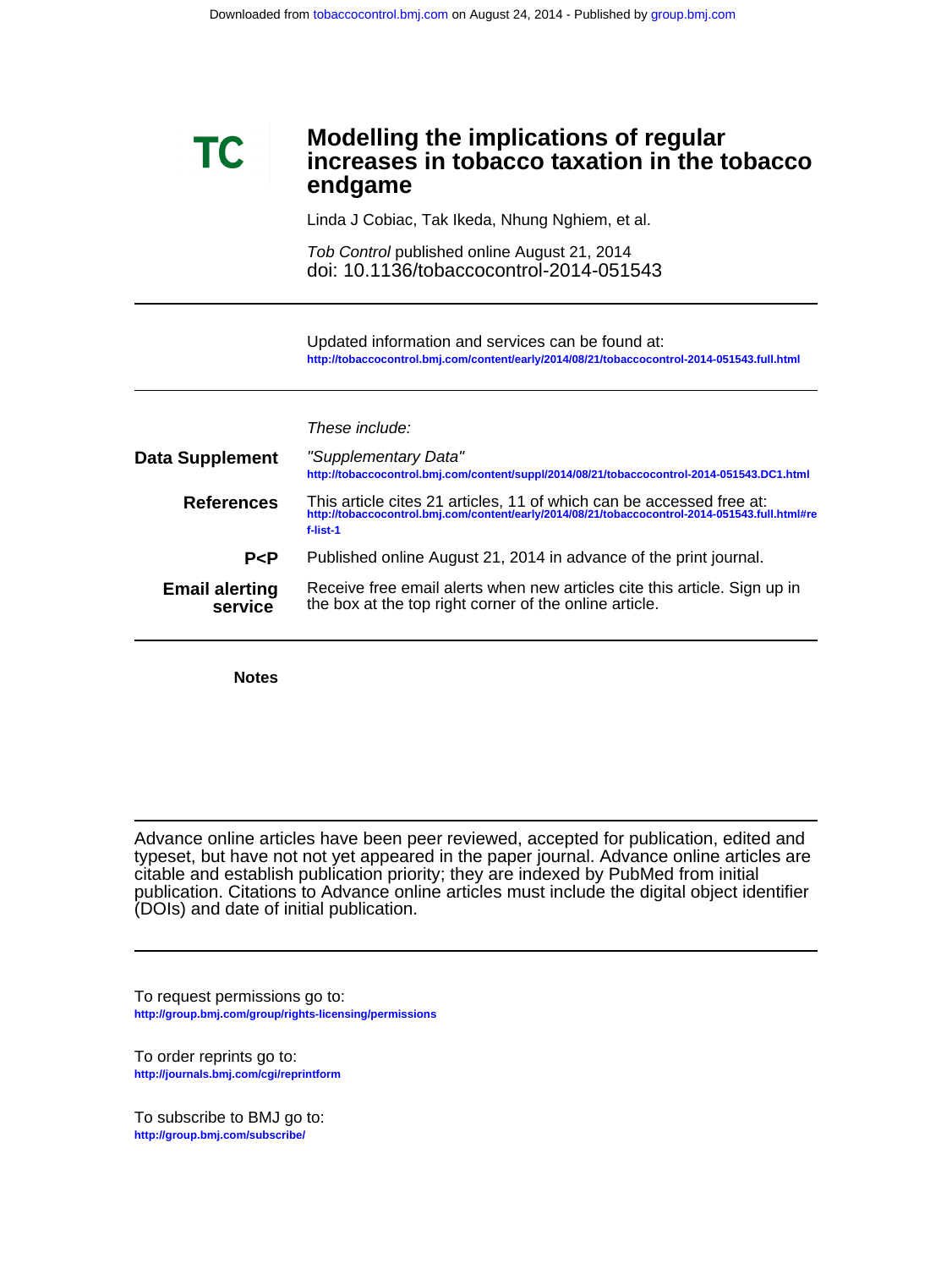Downloaded from tobaccocontrol.bmj.com on August 24, 2014 - Published by group.bmj.com

TC

# Modelling the implications of regular increases in tobacco taxation in the tobacco endgame

Linda J Cobiac, Tak Ikeda, Nhung Nghiem, et al.

*Tob Control* published online August 21, 2014
doi: 10.1136/tobaccocontrol-2014-051543

---

Updated information and services can be found at:
http://tobaccocontrol.bmj.com/content/early/2014/08/21/tobaccocontrol-2014-051543.full.html

---

*These include:*

**Data Supplement**
*"Supplementary Data"*
http://tobaccocontrol.bmj.com/content/suppl/2014/08/21/tobaccocontrol-2014-051543.DC1.html

**References**
This article cites 21 articles, 11 of which can be accessed free at:
http://tobaccocontrol.bmj.com/content/early/2014/08/21/tobaccocontrol-2014-051543.full.html#ref-list-1

**P<P**
Published online August 21, 2014 in advance of the print journal.

**Email alerting service**
Receive free email alerts when new articles cite this article. Sign up in the box at the top right corner of the online article.

---

**Notes**

---

Advance online articles have been peer reviewed, accepted for publication, edited and typeset, but have not not yet appeared in the paper journal. Advance online articles are citable and establish publication priority; they are indexed by PubMed from initial publication. Citations to Advance online articles must include the digital object identifier (DOIs) and date of initial publication.

---

To request permissions go to:
http://group.bmj.com/group/rights-licensing/permissions

To order reprints go to:
http://journals.bmj.com/cgi/reprintform

To subscribe to BMJ go to:
http://group.bmj.com/subscribe/